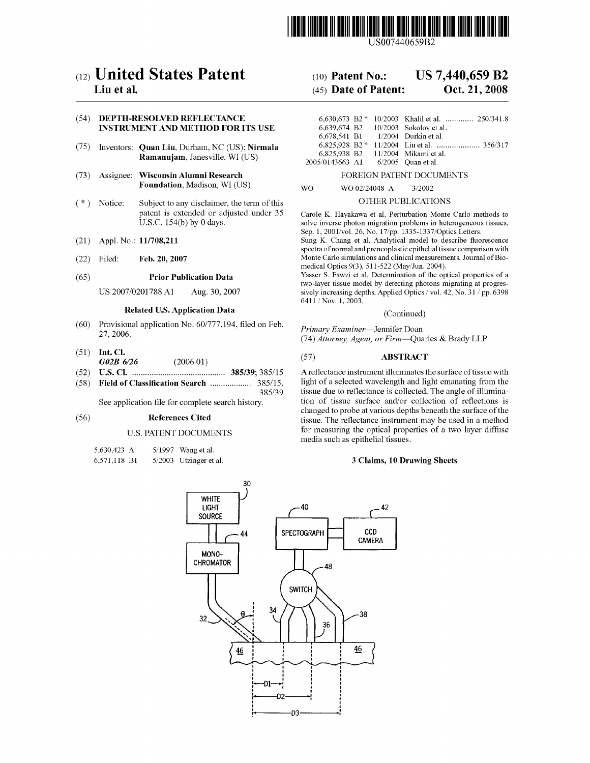US007440659B2

# (12) United States Patent
**Liu et al.**

**(10) Patent No.: US 7,440,659 B2**

**(45) Date of Patent: Oct. 21, 2008**

(54) **DEPTH-RESOLVED REFLECTANCE INSTRUMENT AND METHOD FOR ITS USE**

(75) Inventors: **Quan Liu**, Durham, NC (US); **Nirmala Ramanujam**, Janesville, WI (US)

(73) Assignee: **Wisconsin Alumni Research Foundation**, Madison, WI (US)

( * ) Notice: Subject to any disclaimer, the term of this patent is extended or adjusted under 35 U.S.C. 154(b) by 0 days.

(21) Appl. No.: **11/708,211**

(22) Filed: **Feb. 20, 2007**

(65) **Prior Publication Data**

US 2007/0201788 A1 Aug. 30, 2007

**Related U.S. Application Data**

(60) Provisional application No. 60/777,194, filed on Feb. 27, 2006.

(51) **Int. Cl.**
*G02B 6/26* (2006.01)

(52) **U.S. Cl.** .......................................... **385/39**; 385/15

(58) **Field of Classification Search** .................. 385/15, 385/39

See application file for complete search history.

(56) **References Cited**

U.S. PATENT DOCUMENTS

| | | |
|---|---|---|
| 5,630,423 A | 5/1997 | Wang et al. |
| 6,571,118 B1 | 5/2003 | Utzinger et al. |
| 6,630,673 B2 * | 10/2003 | Khalil et al. ............. 250/341.8 |
| 6,639,674 B2 | 10/2003 | Sokolov et al. |
| 6,678,541 B1 | 1/2004 | Durkin et al. |
| 6,825,928 B2 * | 11/2004 | Liu et al. .................... 356/317 |
| 6,825,938 B2 | 11/2004 | Mikami et al. |
| 2005/0143663 A1 | 6/2005 | Quan et al. |

FOREIGN PATENT DOCUMENTS

WO WO 02/24048 A 3/2002

OTHER PUBLICATIONS

Carole K. Hayakawa et al, Perturbation Monte Carlo methods to solve inverse photon migration problems in heterogeneous tissues, Sep. 1, 2001/vol. 26, No. 17/pp. 1335-1337/Optics Letters.

Sung K. Chang et al, Analytical model to describe fluorescence spectra of normal and preneoplastic epithelial tissue comparison with Monte Carlo simulations and clinical measurements, Journal of Biomedical Optics 9(3), 511-522 (May/Jun. 2004).

Yasser S. Fawzi et al, Determination of the optical properties of a two-layer tissue model by detecting photons migrating at progressively increasing depths, Applied Optics / vol. 42, No. 31 / pp. 6398 6411 / Nov. 1, 2003.

(Continued)

*Primary Examiner*—Jennifer Doan
(74) *Attorney, Agent, or Firm*—Quarles & Brady LLP

(57) **ABSTRACT**

A reflectance instrument illuminates the surface of tissue with light of a selected wavelength and light emanating from the tissue due to reflectance is collected. The angle of illumination of tissue surface and/or collection of reflections is changed to probe at various depths beneath the surface of the tissue. The reflectance instrument may be used in a method for measuring the optical properties of a two layer diffuse media such as epithelial tissues.

**3 Claims, 10 Drawing Sheets**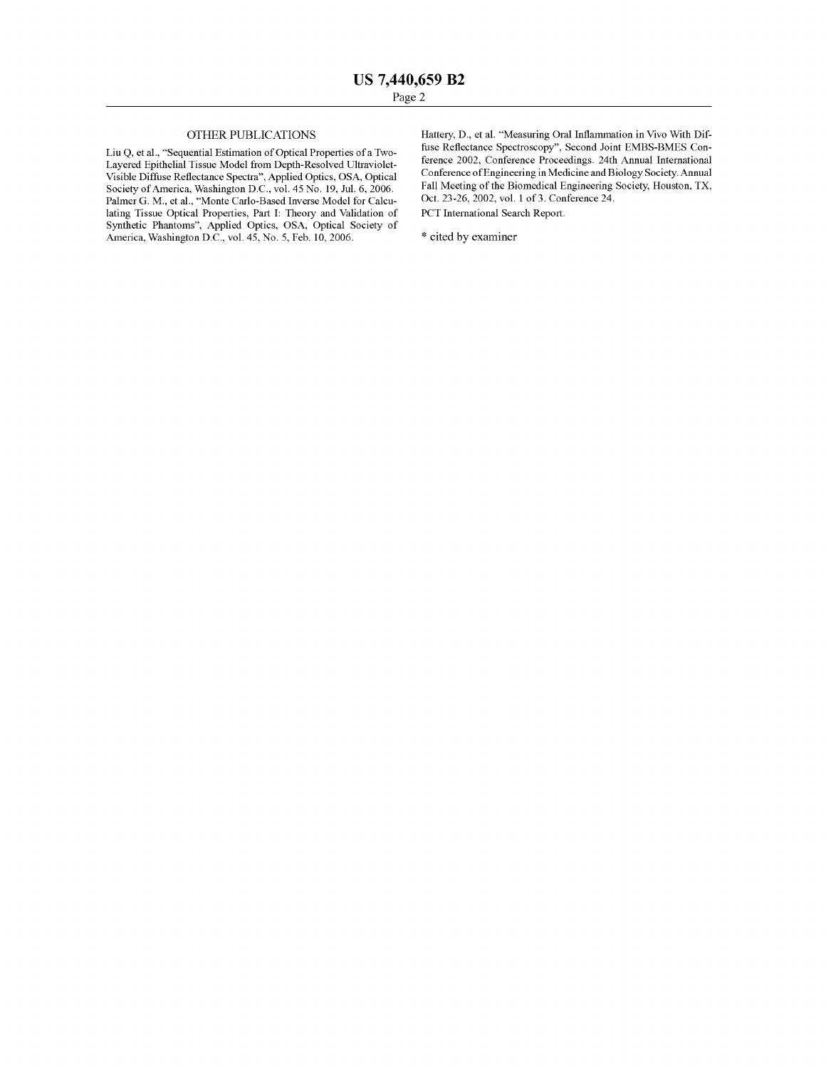## OTHER PUBLICATIONS

Liu Q, et al., "Sequential Estimation of Optical Properties of a Two-Layered Epithelial Tissue Model from Depth-Resolved Ultraviolet-Visible Diffuse Reflectance Spectra", Applied Optics, OSA, Optical Society of America, Washington D.C., vol. 45 No. 19, Jul. 6, 2006.

Palmer G. M., et al., "Monte Carlo-Based Inverse Model for Calculating Tissue Optical Properties, Part I: Theory and Validation of Synthetic Phantoms", Applied Optics, OSA, Optical Society of America, Washington D.C., vol. 45, No. 5, Feb. 10, 2006.

Hattery, D., et al. "Measuring Oral Inflammation in Vivo With Diffuse Reflectance Spectroscopy", Second Joint EMBS-BMES Conference 2002, Conference Proceedings. 24th Annual International Conference of Engineering in Medicine and Biology Society. Annual Fall Meeting of the Biomedical Engineering Society, Houston, TX, Oct. 23-26, 2002, vol. 1 of 3. Conference 24.

PCT International Search Report.

* cited by examiner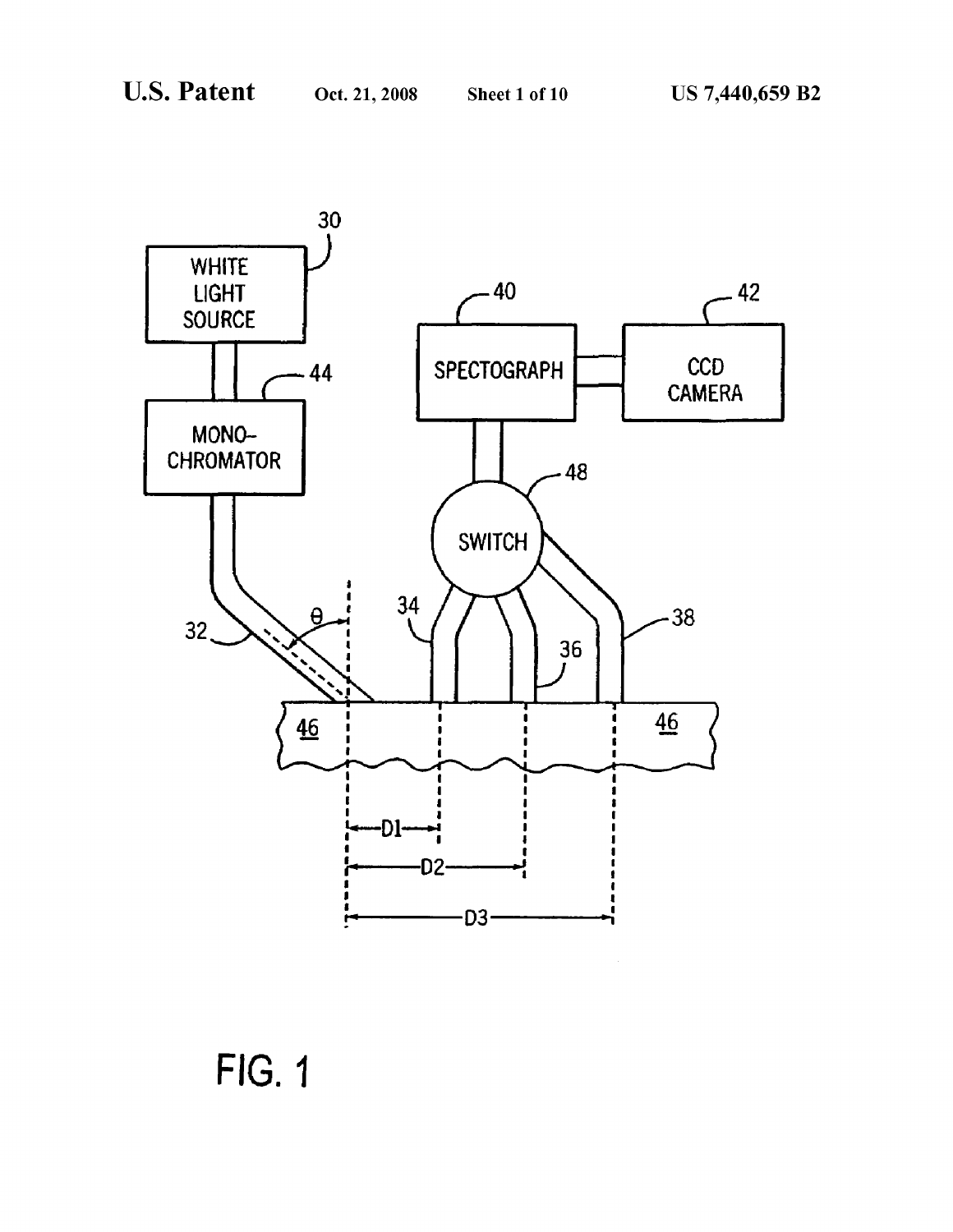FIG. 1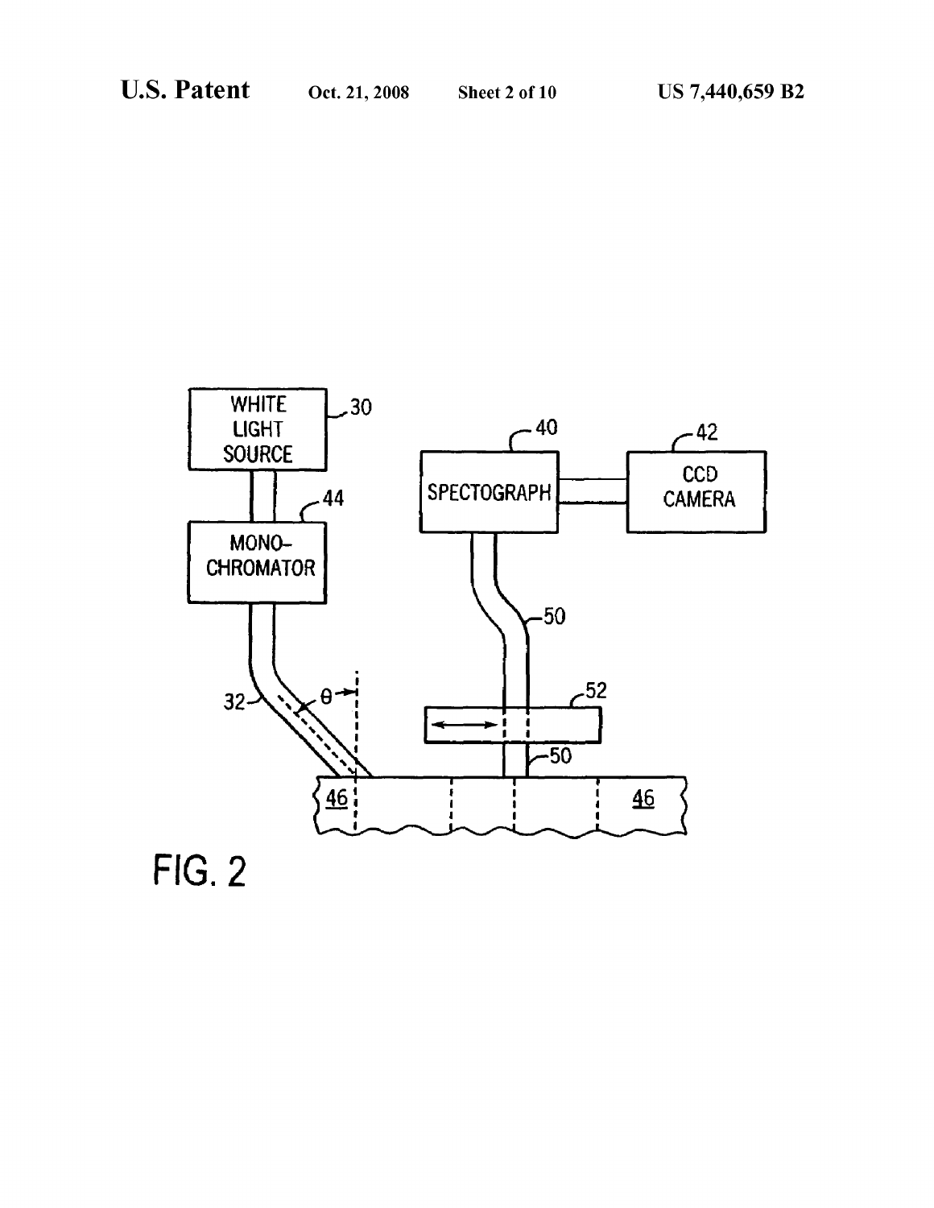FIG. 2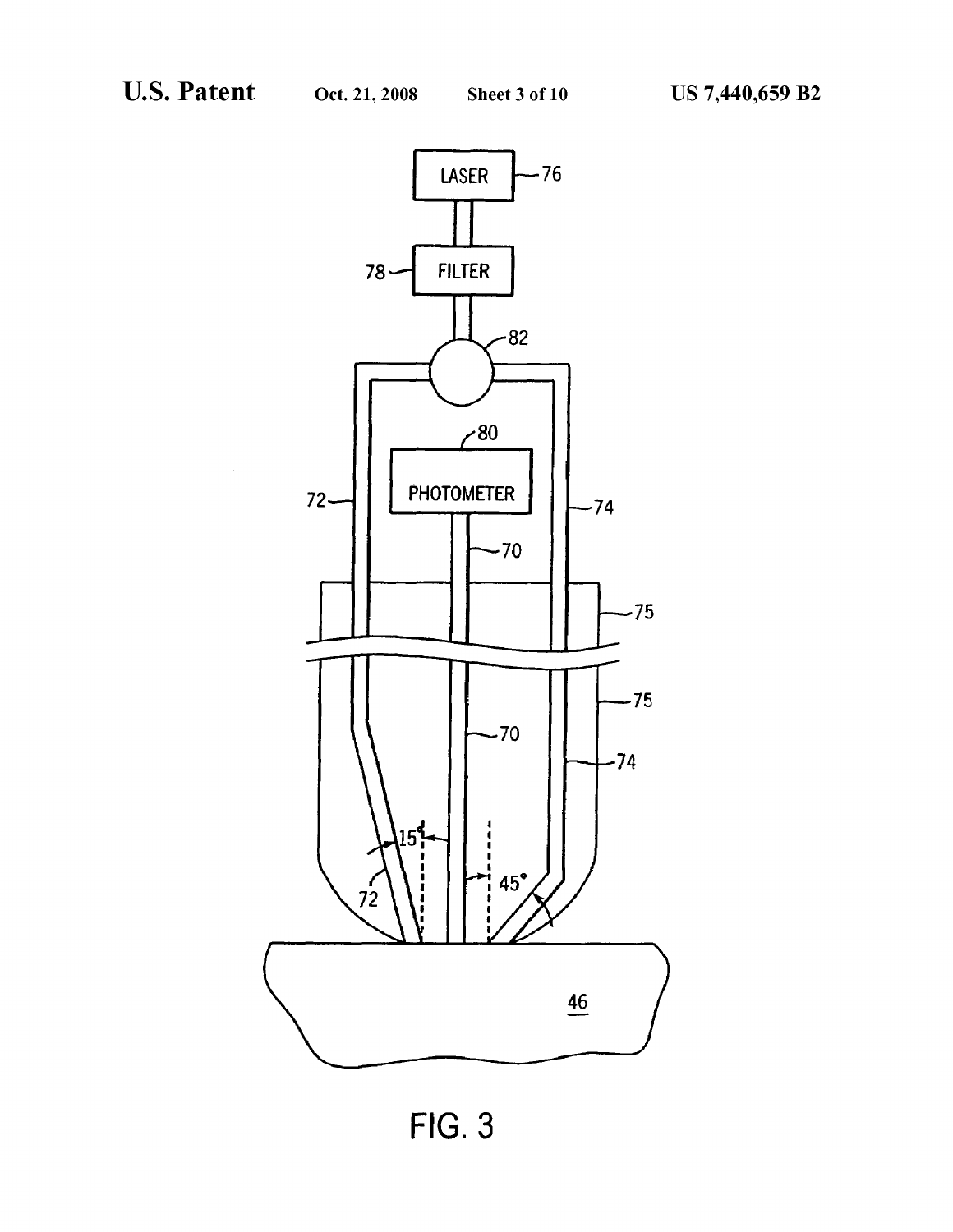FIG. 3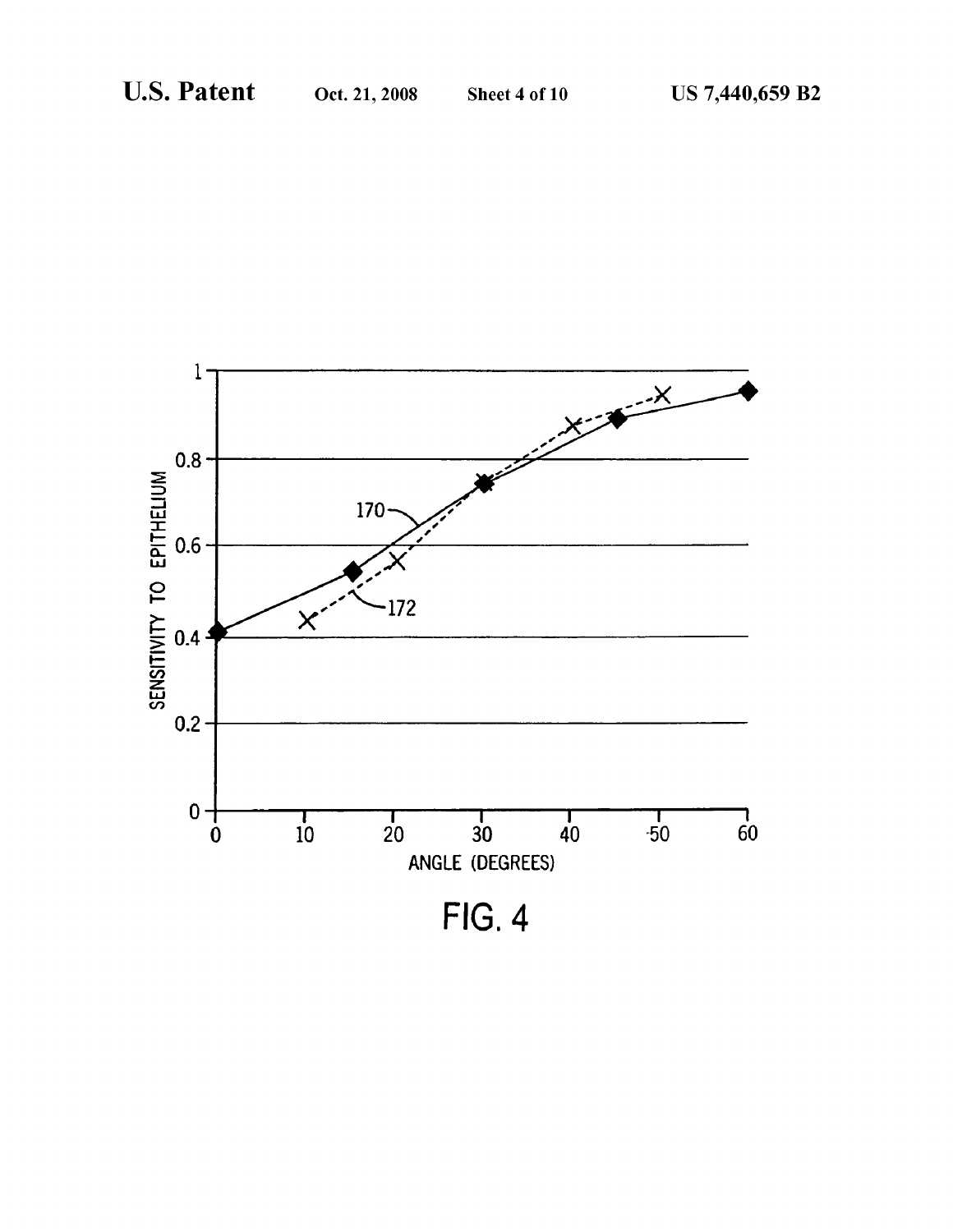FIG. 4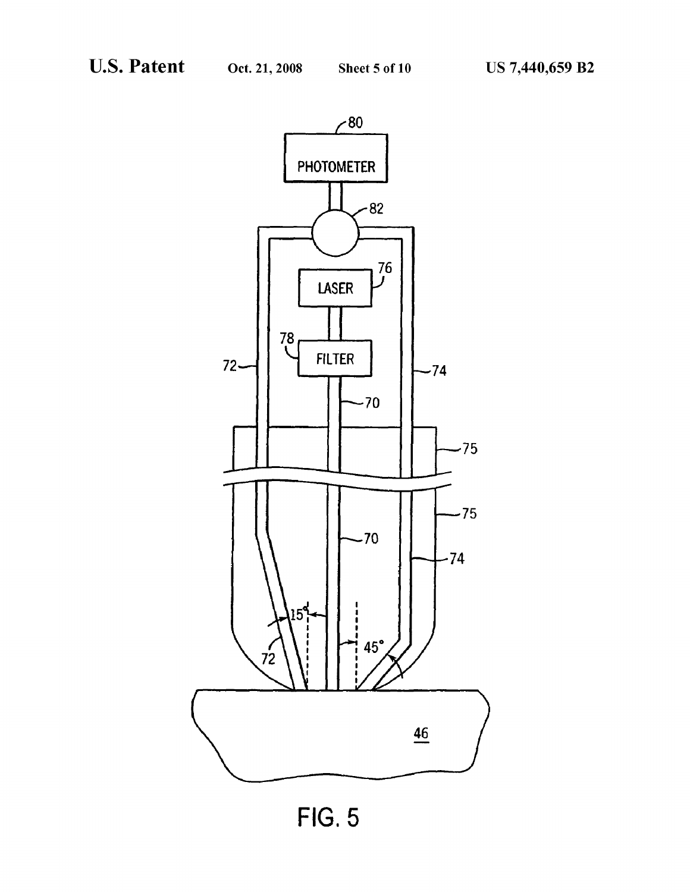FIG. 5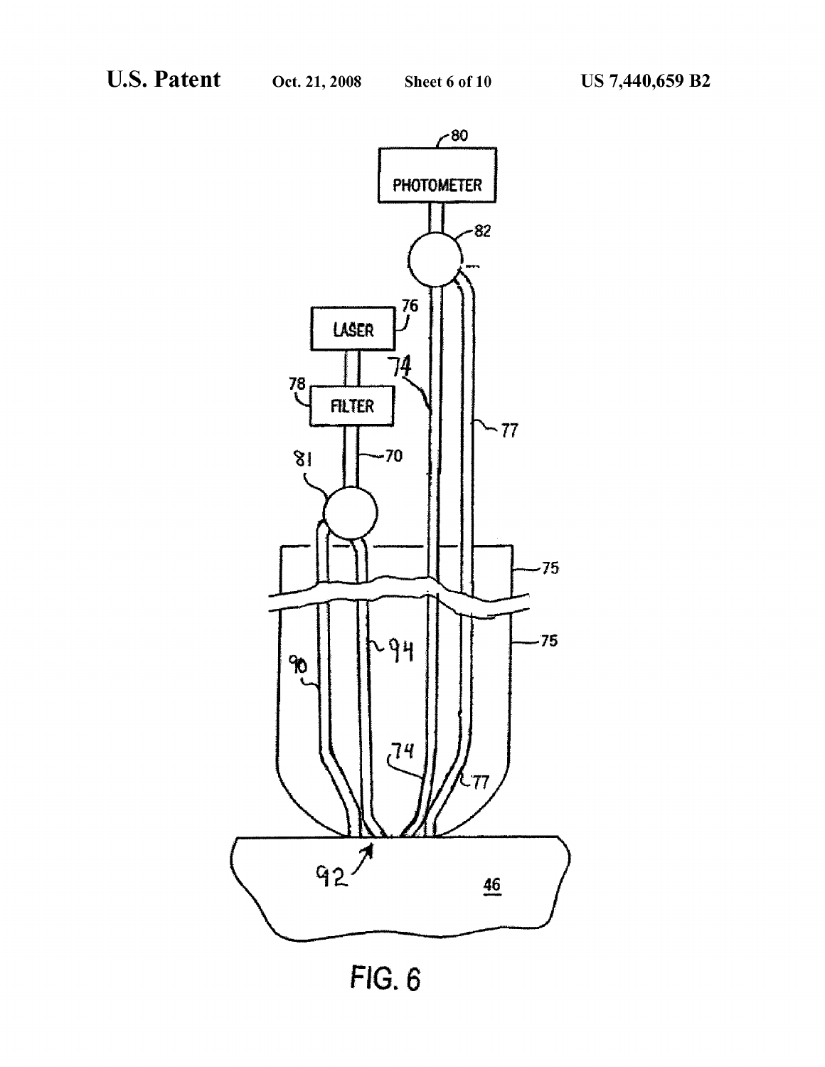FIG. 6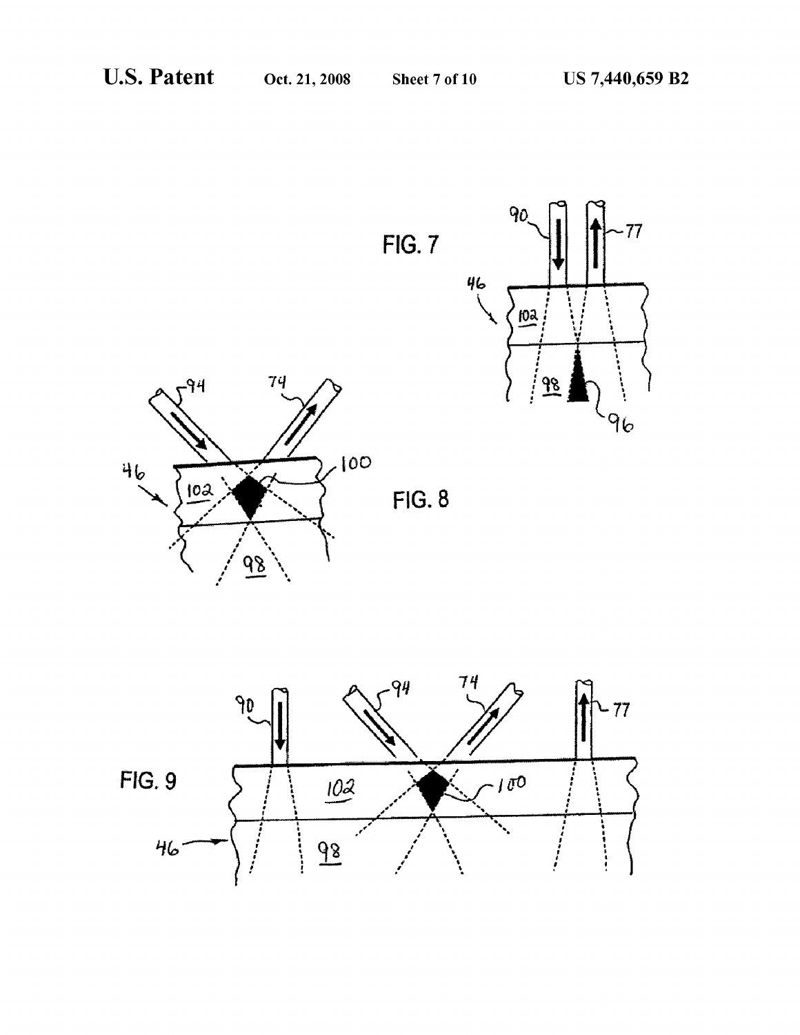FIG. 7

FIG. 8

FIG. 9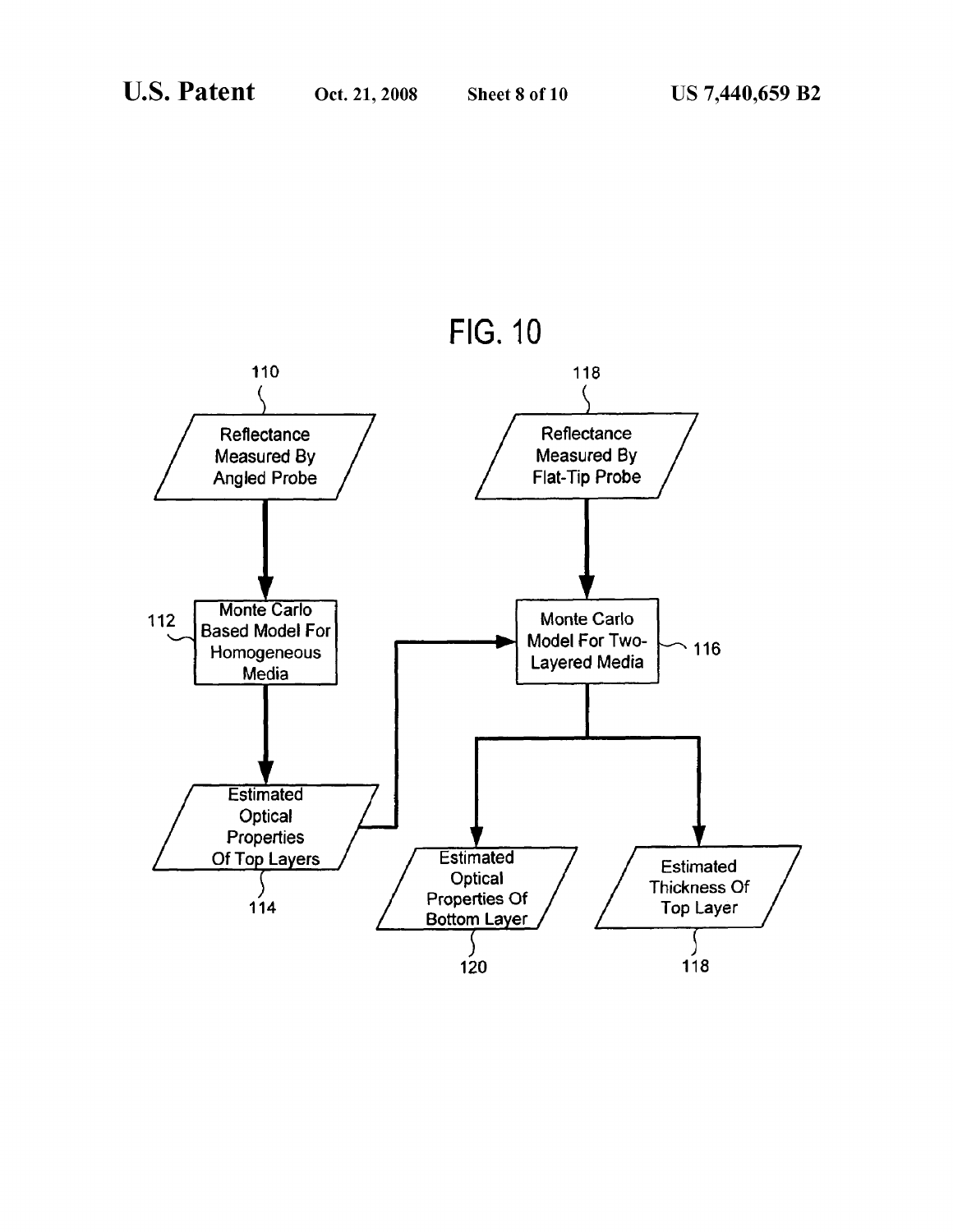FIG. 10

110 — Reflectance Measured By Angled Probe

112 — Monte Carlo Based Model For Homogeneous Media

114 — Estimated Optical Properties Of Top Layers

118 — Reflectance Measured By Flat-Tip Probe

116 — Monte Carlo Model For Two-Layered Media

120 — Estimated Optical Properties Of Bottom Layer

118 — Estimated Thickness Of Top Layer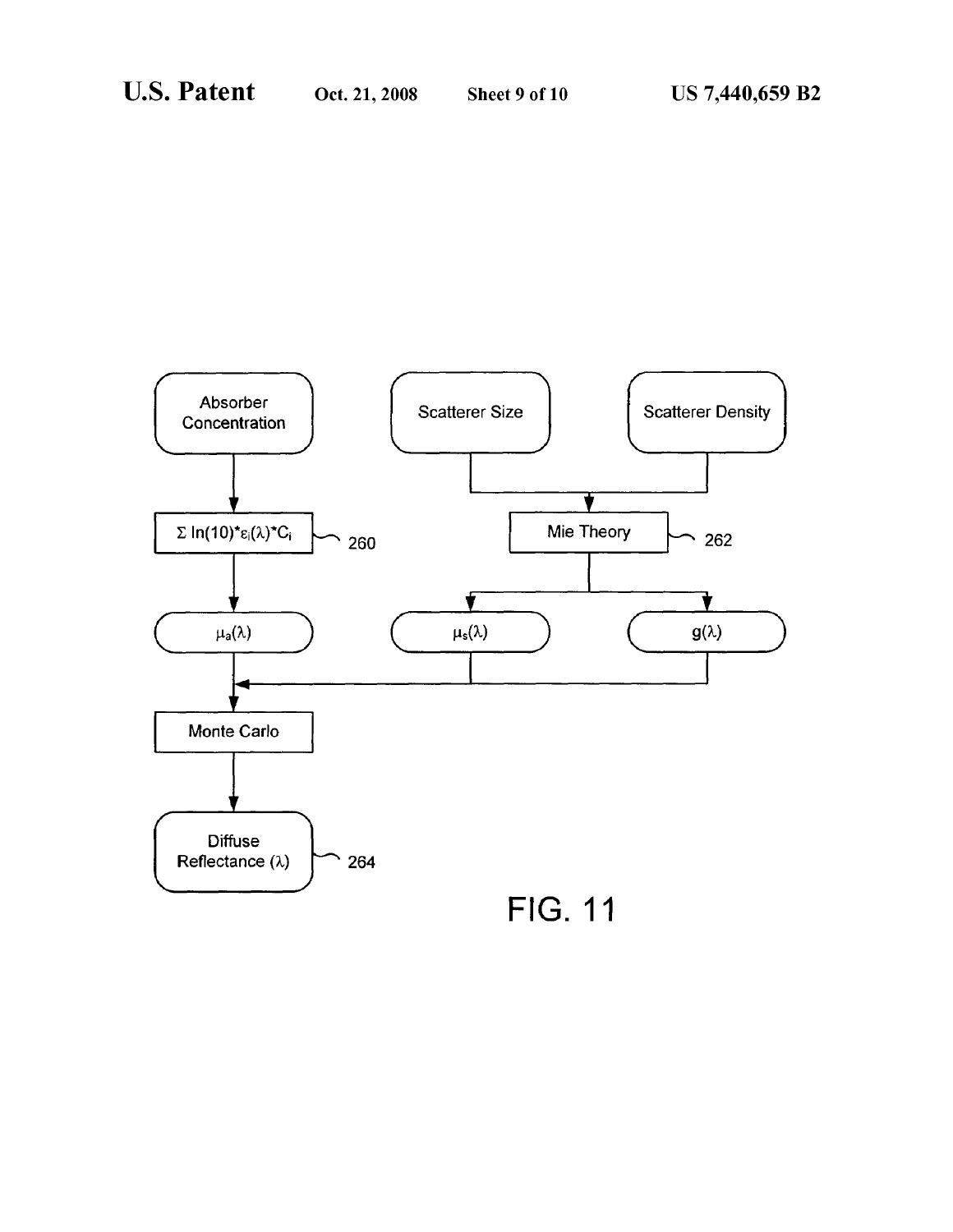Absorber Concentration

$\Sigma \ln(10)*\varepsilon_i(\lambda)*C_i$ 260

$\mu_a(\lambda)$

Scatterer Size

Scatterer Density

Mie Theory 262

$\mu_s(\lambda)$

$g(\lambda)$

Monte Carlo

Diffuse Reflectance ($\lambda$) 264

FIG. 11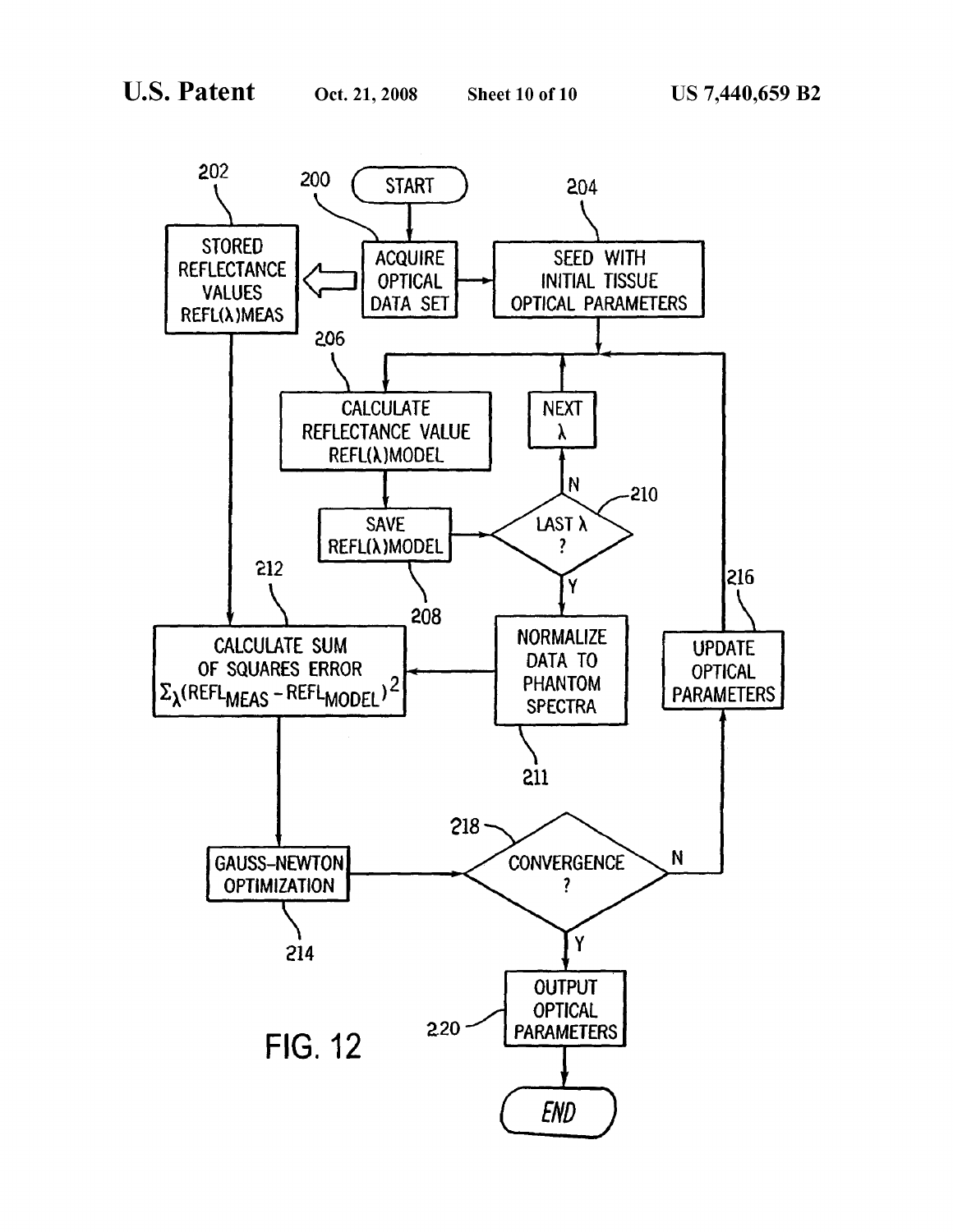START

200 ACQUIRE OPTICAL DATA SET

202 STORED REFLECTANCE VALUES REFL(λ)MEAS

204 SEED WITH INITIAL TISSUE OPTICAL PARAMETERS

206 CALCULATE REFLECTANCE VALUE REFL(λ)MODEL

208 SAVE REFL(λ)MODEL

210 LAST λ ?

N: NEXT λ

Y: 211 NORMALIZE DATA TO PHANTOM SPECTRA

212 CALCULATE SUM OF SQUARES ERROR $\Sigma_\lambda(REFL_{MEAS} - REFL_{MODEL})^2$

214 GAUSS-NEWTON OPTIMIZATION

218 CONVERGENCE ?

N: 216 UPDATE OPTICAL PARAMETERS

Y: 220 OUTPUT OPTICAL PARAMETERS

END

FIG. 12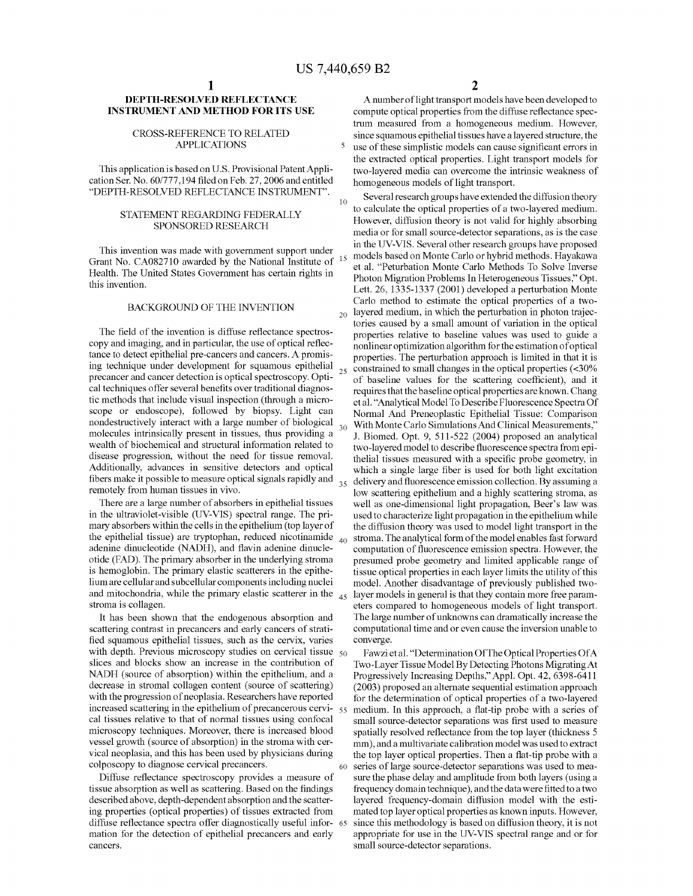# DEPTH-RESOLVED REFLECTANCE INSTRUMENT AND METHOD FOR ITS USE

## CROSS-REFERENCE TO RELATED APPLICATIONS

This application is based on U.S. Provisional Patent Application Ser. No. 60/777,194 filed on Feb. 27, 2006 and entitled "DEPTH-RESOLVED REFLECTANCE INSTRUMENT".

## STATEMENT REGARDING FEDERALLY SPONSORED RESEARCH

This invention was made with government support under Grant No. CA082710 awarded by the National Institute of Health. The United States Government has certain rights in this invention.

## BACKGROUND OF THE INVENTION

The field of the invention is diffuse reflectance spectroscopy and imaging, and in particular, the use of optical reflectance to detect epithelial pre-cancers and cancers. A promising technique under development for squamous epithelial precancer and cancer detection is optical spectroscopy. Optical techniques offer several benefits over traditional diagnostic methods that include visual inspection (through a microscope or endoscope), followed by biopsy. Light can nondestructively interact with a large number of biological molecules intrinsically present in tissues, thus providing a wealth of biochemical and structural information related to disease progression, without the need for tissue removal. Additionally, advances in sensitive detectors and optical fibers make it possible to measure optical signals rapidly and remotely from human tissues in vivo.

There are a large number of absorbers in epithelial tissues in the ultraviolet-visible (UV-VIS) spectral range. The primary absorbers within the cells in the epithelium (top layer of the epithelial tissue) are tryptophan, reduced nicotinamide adenine dinucleotide (NADH), and flavin adenine dinucleotide (FAD). The primary absorber in the underlying stroma is hemoglobin. The primary elastic scatterers in the epithelium are cellular and subcellular components including nuclei and mitochondria, while the primary elastic scatterer in the stroma is collagen.

It has been shown that the endogenous absorption and scattering contrast in precancers and early cancers of stratified squamous epithelial tissues, such as the cervix, varies with depth. Previous microscopy studies on cervical tissue slices and blocks show an increase in the contribution of NADH (source of absorption) within the epithelium, and a decrease in stromal collagen content (source of scattering) with the progression of neoplasia. Researchers have reported increased scattering in the epithelium of precancerous cervical tissues relative to that of normal tissues using confocal microscopy techniques. Moreover, there is increased blood vessel growth (source of absorption) in the stroma with cervical neoplasia, and this has been used by physicians during colposcopy to diagnose cervical precancers.

Diffuse reflectance spectroscopy provides a measure of tissue absorption as well as scattering. Based on the findings described above, depth-dependent absorption and the scattering properties (optical properties) of tissues extracted from diffuse reflectance spectra offer diagnostically useful information for the detection of epithelial precancers and early cancers.

A number of light transport models have been developed to compute optical properties from the diffuse reflectance spectrum measured from a homogeneous medium. However, since squamous epithelial tissues have a layered structure, the use of these simplistic models can cause significant errors in the extracted optical properties. Light transport models for two-layered media can overcome the intrinsic weakness of homogeneous models of light transport.

Several research groups have extended the diffusion theory to calculate the optical properties of a two-layered medium. However, diffusion theory is not valid for highly absorbing media or for small source-detector separations, as is the case in the UV-VIS. Several other research groups have proposed models based on Monte Carlo or hybrid methods. Hayakawa et al. "Peturbation Monte Carlo Methods To Solve Inverse Photon Migration Problems In Heterogeneous Tissues," Opt. Lett. 26, 1335-1337 (2001) developed a perturbation Monte Carlo method to estimate the optical properties of a two-layered medium, in which the perturbation in photon trajectories caused by a small amount of variation in the optical properties relative to baseline values was used to guide a nonlinear optimization algorithm for the estimation of optical properties. The perturbation approach is limited in that it is constrained to small changes in the optical properties (<30% of baseline values for the scattering coefficient), and it requires that the baseline optical properties are known. Chang et al. "Analytical Model To Describe Fluorescence Spectra Of Normal And Preneoplastic Epithelial Tissue: Comparison With Monte Carlo Simulations And Clinical Measurements," J. Biomed. Opt. 9, 511-522 (2004) proposed an analytical two-layered model to describe fluorescence spectra from epithelial tissues measured with a specific probe geometry, in which a single large fiber is used for both light excitation delivery and fluorescence emission collection. By assuming a low scattering epithelium and a highly scattering stroma, as well as one-dimensional light propagation, Beer's law was used to characterize light propagation in the epithelium while the diffusion theory was used to model light transport in the stroma. The analytical form of the model enables fast forward computation of fluorescence emission spectra. However, the presumed probe geometry and limited applicable range of tissue optical properties in each layer limits the utility of this model. Another disadvantage of previously published two-layer models in general is that they contain more free parameters compared to homogeneous models of light transport. The large number of unknowns can dramatically increase the computational time and or even cause the inversion unable to converge.

Fawzi et al. "Determination Of The Optical Properties Of A Two-Layer Tissue Model By Detecting Photons Migrating At Progressively Increasing Depths," Appl. Opt. 42, 6398-6411 (2003) proposed an alternate sequential estimation approach for the determination of optical properties of a two-layered medium. In this approach, a flat-tip probe with a series of small source-detector separations was first used to measure spatially resolved reflectance from the top layer (thickness 5 mm), and a multivariate calibration model was used to extract the top layer optical properties. Then a flat-tip probe with a series of large source-detector separations was used to measure the phase delay and amplitude from both layers (using a frequency domain technique), and the data were fitted to a two layered frequency-domain diffusion model with the estimated top layer optical properties as known inputs. However, since this methodology is based on diffusion theory, it is not appropriate for use in the UV-VIS spectral range and or for small source-detector separations.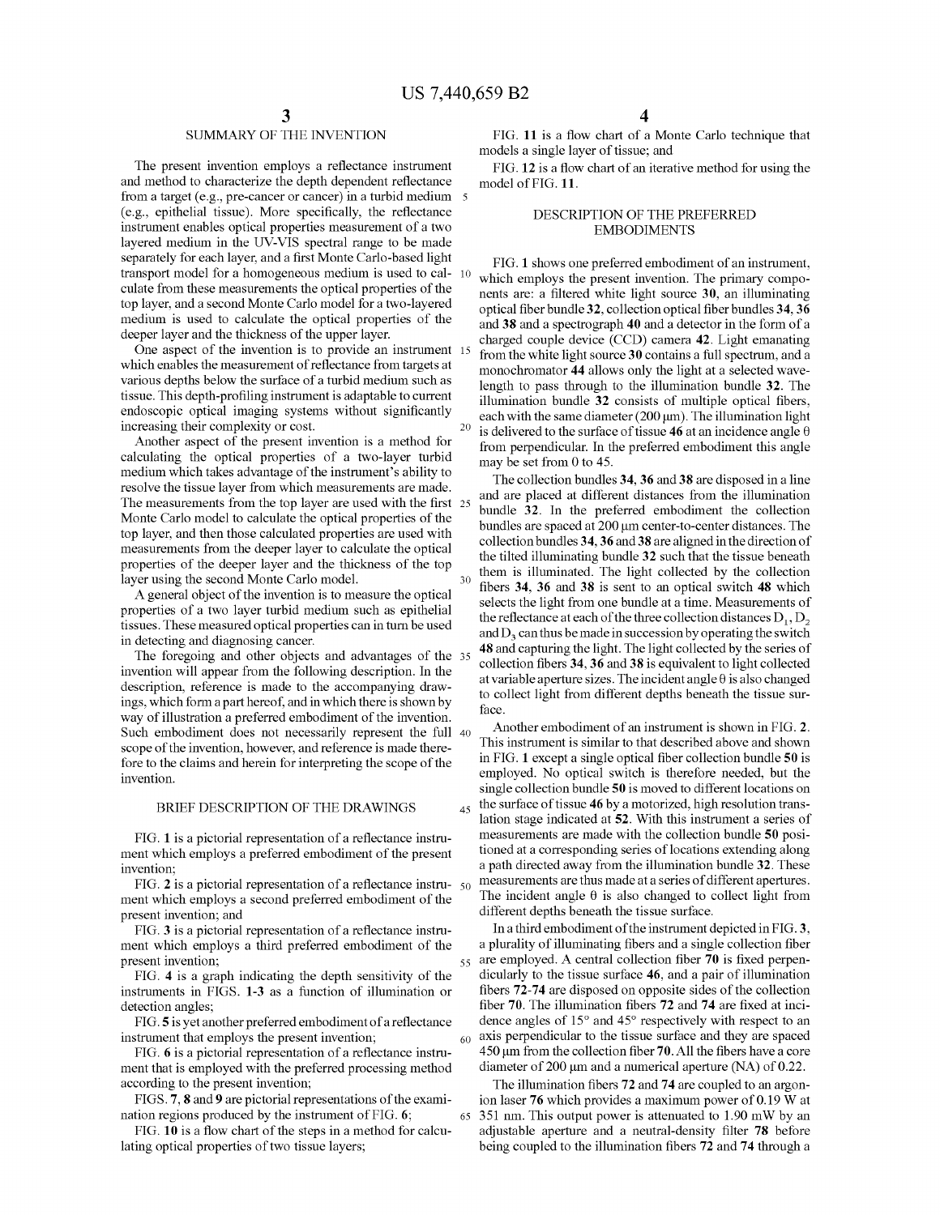## SUMMARY OF THE INVENTION

The present invention employs a reflectance instrument and method to characterize the depth dependent reflectance from a target (e.g., pre-cancer or cancer) in a turbid medium (e.g., epithelial tissue). More specifically, the reflectance instrument enables optical properties measurement of a two layered medium in the UV-VIS spectral range to be made separately for each layer, and a first Monte Carlo-based light transport model for a homogeneous medium is used to calculate from these measurements the optical properties of the top layer, and a second Monte Carlo model for a two-layered medium is used to calculate the optical properties of the deeper layer and the thickness of the upper layer.

One aspect of the invention is to provide an instrument which enables the measurement of reflectance from targets at various depths below the surface of a turbid medium such as tissue. This depth-profiling instrument is adaptable to current endoscopic optical imaging systems without significantly increasing their complexity or cost.

Another aspect of the present invention is a method for calculating the optical properties of a two-layer turbid medium which takes advantage of the instrument's ability to resolve the tissue layer from which measurements are made. The measurements from the top layer are used with the first Monte Carlo model to calculate the optical properties of the top layer, and then those calculated properties are used with measurements from the deeper layer to calculate the optical properties of the deeper layer and the thickness of the top layer using the second Monte Carlo model.

A general object of the invention is to measure the optical properties of a two layer turbid medium such as epithelial tissues. These measured optical properties can in turn be used in detecting and diagnosing cancer.

The foregoing and other objects and advantages of the invention will appear from the following description. In the description, reference is made to the accompanying drawings, which form a part hereof, and in which there is shown by way of illustration a preferred embodiment of the invention. Such embodiment does not necessarily represent the full scope of the invention, however, and reference is made therefore to the claims and herein for interpreting the scope of the invention.

## BRIEF DESCRIPTION OF THE DRAWINGS

FIG. **1** is a pictorial representation of a reflectance instrument which employs a preferred embodiment of the present invention;

FIG. **2** is a pictorial representation of a reflectance instrument which employs a second preferred embodiment of the present invention; and

FIG. **3** is a pictorial representation of a reflectance instrument which employs a third preferred embodiment of the present invention;

FIG. **4** is a graph indicating the depth sensitivity of the instruments in FIGS. **1-3** as a function of illumination or detection angles;

FIG. **5** is yet another preferred embodiment of a reflectance instrument that employs the present invention;

FIG. **6** is a pictorial representation of a reflectance instrument that is employed with the preferred processing method according to the present invention;

FIGS. **7**, **8** and **9** are pictorial representations of the examination regions produced by the instrument of FIG. **6**;

FIG. **10** is a flow chart of the steps in a method for calculating optical properties of two tissue layers;

FIG. **11** is a flow chart of a Monte Carlo technique that models a single layer of tissue; and

FIG. **12** is a flow chart of an iterative method for using the model of FIG. **11**.

## DESCRIPTION OF THE PREFERRED EMBODIMENTS

FIG. **1** shows one preferred embodiment of an instrument, which employs the present invention. The primary components are: a filtered white light source **30**, an illuminating optical fiber bundle **32**, collection optical fiber bundles **34**, **36** and **38** and a spectrograph **40** and a detector in the form of a charged couple device (CCD) camera **42**. Light emanating from the white light source **30** contains a full spectrum, and a monochromator **44** allows only the light at a selected wavelength to pass through to the illumination bundle **32**. The illumination bundle **32** consists of multiple optical fibers, each with the same diameter (200 μm). The illumination light is delivered to the surface of tissue **46** at an incidence angle θ from perpendicular. In the preferred embodiment this angle may be set from 0 to 45.

The collection bundles **34**, **36** and **38** are disposed in a line and are placed at different distances from the illumination bundle **32**. In the preferred embodiment the collection bundles are spaced at 200 μm center-to-center distances. The collection bundles **34**, **36** and **38** are aligned in the direction of the tilted illuminating bundle **32** such that the tissue beneath them is illuminated. The light collected by the collection fibers **34**, **36** and **38** is sent to an optical switch **48** which selects the light from one bundle at a time. Measurements of the reflectance at each of the three collection distances $D_1$, $D_2$ and $D_3$ can thus be made in succession by operating the switch **48** and capturing the light. The light collected by the series of collection fibers **34**, **36** and **38** is equivalent to light collected at variable aperture sizes. The incident angle θ is also changed to collect light from different depths beneath the tissue surface.

Another embodiment of an instrument is shown in FIG. **2**. This instrument is similar to that described above and shown in FIG. **1** except a single optical fiber collection bundle **50** is employed. No optical switch is therefore needed, but the single collection bundle **50** is moved to different locations on the surface of tissue **46** by a motorized, high resolution translation stage indicated at **52**. With this instrument a series of measurements are made with the collection bundle **50** positioned at a corresponding series of locations extending along a path directed away from the illumination bundle **32**. These measurements are thus made at a series of different apertures. The incident angle θ is also changed to collect light from different depths beneath the tissue surface.

In a third embodiment of the instrument depicted in FIG. **3**, a plurality of illuminating fibers and a single collection fiber are employed. A central collection fiber **70** is fixed perpendicularly to the tissue surface **46**, and a pair of illumination fibers **72-74** are disposed on opposite sides of the collection fiber **70**. The illumination fibers **72** and **74** are fixed at incidence angles of 15° and 45° respectively with respect to an axis perpendicular to the tissue surface and they are spaced 450 μm from the collection fiber **70**. All the fibers have a core diameter of 200 μm and a numerical aperture (NA) of 0.22.

The illumination fibers **72** and **74** are coupled to an argon-ion laser **76** which provides a maximum power of 0.19 W at 351 nm. This output power is attenuated to 1.90 mW by an adjustable aperture and a neutral-density filter **78** before being coupled to the illumination fibers **72** and **74** through a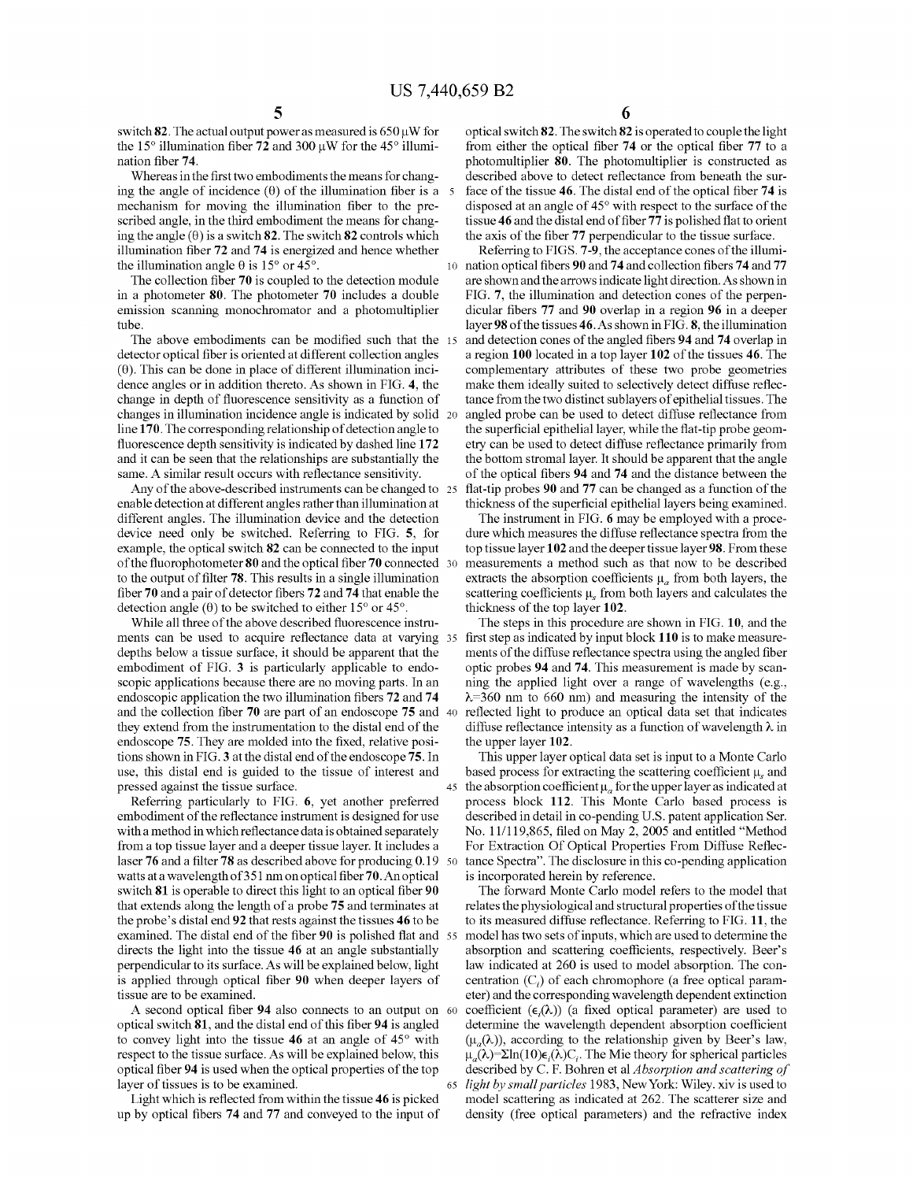switch **82**. The actual output power as measured is 650 μW for the 15° illumination fiber **72** and 300 μW for the 45° illumination fiber **74**.

Whereas in the first two embodiments the means for changing the angle of incidence (θ) of the illumination fiber is a mechanism for moving the illumination fiber to the prescribed angle, in the third embodiment the means for changing the angle (θ) is a switch **82**. The switch **82** controls which illumination fiber **72** and **74** is energized and hence whether the illumination angle θ is 15° or 45°.

The collection fiber **70** is coupled to the detection module in a photometer **80**. The photometer **70** includes a double emission scanning monochromator and a photomultiplier tube.

The above embodiments can be modified such that the detector optical fiber is oriented at different collection angles (θ). This can be done in place of different illumination incidence angles or in addition thereto. As shown in FIG. **4**, the change in depth of fluorescence sensitivity as a function of changes in illumination incidence angle is indicated by solid line **170**. The corresponding relationship of detection angle to fluorescence depth sensitivity is indicated by dashed line **172** and it can be seen that the relationships are substantially the same. A similar result occurs with reflectance sensitivity.

Any of the above-described instruments can be changed to enable detection at different angles rather than illumination at different angles. The illumination device and the detection device need only be switched. Referring to FIG. **5**, for example, the optical switch **82** can be connected to the input of the fluorophotometer **80** and the optical fiber **70** connected to the output of filter **78**. This results in a single illumination fiber **70** and a pair of detector fibers **72** and **74** that enable the detection angle (θ) to be switched to either 15° or 45°.

While all three of the above described fluorescence instruments can be used to acquire reflectance data at varying depths below a tissue surface, it should be apparent that the embodiment of FIG. **3** is particularly applicable to endoscopic applications because there are no moving parts. In an endoscopic application the two illumination fibers **72** and **74** and the collection fiber **70** are part of an endoscope **75** and they extend from the instrumentation to the distal end of the endoscope **75**. They are molded into the fixed, relative positions shown in FIG. **3** at the distal end of the endoscope **75**. In use, this distal end is guided to the tissue of interest and pressed against the tissue surface.

Referring particularly to FIG. **6**, yet another preferred embodiment of the reflectance instrument is designed for use with a method in which reflectance data is obtained separately from a top tissue layer and a deeper tissue layer. It includes a laser **76** and a filter **78** as described above for producing 0.19 watts at a wavelength of 351 nm on optical fiber **70**. An optical switch **81** is operable to direct this light to an optical fiber **90** that extends along the length of a probe **75** and terminates at the probe's distal end **92** that rests against the tissues **46** to be examined. The distal end of the fiber **90** is polished flat and directs the light into the tissue **46** at an angle substantially perpendicular to its surface. As will be explained below, light is applied through optical fiber **90** when deeper layers of tissue are to be examined.

A second optical fiber **94** also connects to an output on optical switch **81**, and the distal end of this fiber **94** is angled to convey light into the tissue **46** at an angle of 45° with respect to the tissue surface. As will be explained below, this optical fiber **94** is used when the optical properties of the top layer of tissues is to be examined.

Light which is reflected from within the tissue **46** is picked up by optical fibers **74** and **77** and conveyed to the input of optical switch **82**. The switch **82** is operated to couple the light from either the optical fiber **74** or the optical fiber **77** to a photomultiplier **80**. The photomultiplier is constructed as described above to detect reflectance from beneath the surface of the tissue **46**. The distal end of the optical fiber **74** is disposed at an angle of 45° with respect to the surface of the tissue **46** and the distal end of fiber **77** is polished flat to orient the axis of the fiber **77** perpendicular to the tissue surface.

Referring to FIGS. **7-9**, the acceptance cones of the illumination optical fibers **90** and **74** and collection fibers **74** and **77** are shown and the arrows indicate light direction. As shown in FIG. **7**, the illumination and detection cones of the perpendicular fibers **77** and **90** overlap in a region **96** in a deeper layer **98** of the tissues **46**. As shown in FIG. **8**, the illumination and detection cones of the angled fibers **94** and **74** overlap in a region **100** located in a top layer **102** of the tissues **46**. The complementary attributes of these two probe geometries make them ideally suited to selectively detect diffuse reflectance from the two distinct sublayers of epithelial tissues. The angled probe can be used to detect diffuse reflectance from the superficial epithelial layer, while the flat-tip probe geometry can be used to detect diffuse reflectance primarily from the bottom stromal layer. It should be apparent that the angle of the optical fibers **94** and **74** and the distance between the flat-tip probes **90** and **77** can be changed as a function of the thickness of the superficial epithelial layers being examined.

The instrument in FIG. **6** may be employed with a procedure which measures the diffuse reflectance spectra from the top tissue layer **102** and the deeper tissue layer **98**. From these measurements a method such as that now to be described extracts the absorption coefficients $\mu_a$ from both layers, the scattering coefficients $\mu_s$ from both layers and calculates the thickness of the top layer **102**.

The steps in this procedure are shown in FIG. **10**, and the first step as indicated by input block **110** is to make measurements of the diffuse reflectance spectra using the angled fiber optic probes **94** and **74**. This measurement is made by scanning the applied light over a range of wavelengths (e.g., λ=360 nm to 660 nm) and measuring the intensity of the reflected light to produce an optical data set that indicates diffuse reflectance intensity as a function of wavelength λ in the upper layer **102**.

This upper layer optical data set is input to a Monte Carlo based process for extracting the scattering coefficient $\mu_s$ and the absorption coefficient $\mu_a$ for the upper layer as indicated at process block **112**. This Monte Carlo based process is described in detail in co-pending U.S. patent application Ser. No. 11/119,865, filed on May 2, 2005 and entitled "Method For Extraction Of Optical Properties From Diffuse Reflectance Spectra". The disclosure in this co-pending application is incorporated herein by reference.

The forward Monte Carlo model refers to the model that relates the physiological and structural properties of the tissue to its measured diffuse reflectance. Referring to FIG. **11**, the model has two sets of inputs, which are used to determine the absorption and scattering coefficients, respectively. Beer's law indicated at **260** is used to model absorption. The concentration ($C_i$) of each chromophore (a free optical parameter) and the corresponding wavelength dependent extinction coefficient ($\epsilon_i(\lambda)$) (a fixed optical parameter) are used to determine the wavelength dependent absorption coefficient ($\mu_a(\lambda)$), according to the relationship given by Beer's law, $\mu_a(\lambda)=\Sigma \ln(10)\epsilon_i(\lambda)C_i$. The Mie theory for spherical particles described by C. F. Bohren et al *Absorption and scattering of light by small particles* 1983, New York: Wiley. xiv is used to model scattering as indicated at **262**. The scatterer size and density (free optical parameters) and the refractive index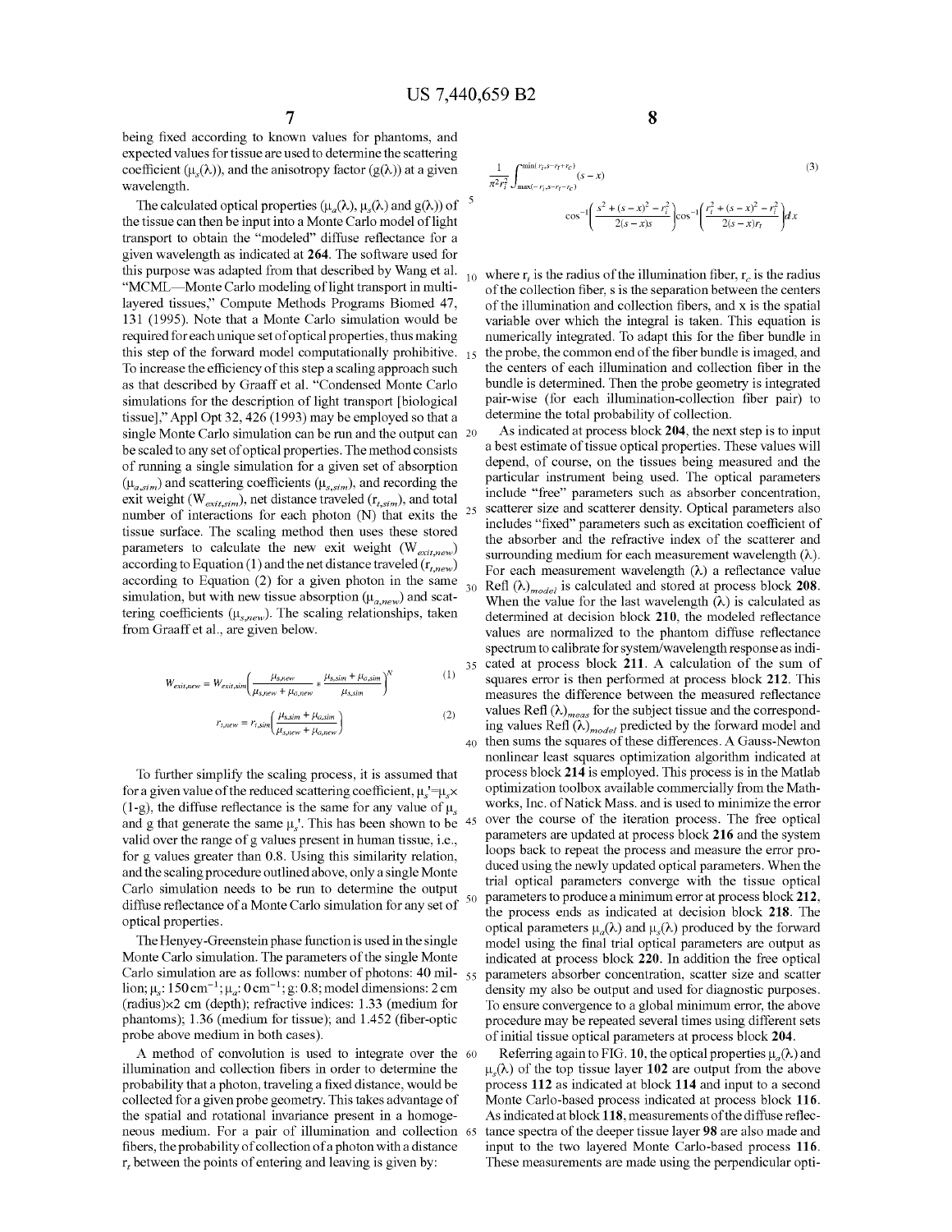being fixed according to known values for phantoms, and expected values for tissue are used to determine the scattering coefficient ($\mu_s(\lambda)$), and the anisotropy factor ($g(\lambda)$) at a given wavelength.

The calculated optical properties ($\mu_a(\lambda)$, $\mu_s(\lambda)$ and $g(\lambda)$) of the tissue can then be input into a Monte Carlo model of light transport to obtain the "modeled" diffuse reflectance for a given wavelength as indicated at **264**. The software used for this purpose was adapted from that described by Wang et al. "MCML—Monte Carlo modeling of light transport in multi-layered tissues," Compute Methods Programs Biomed 47, 131 (1995). Note that a Monte Carlo simulation would be required for each unique set of optical properties, thus making this step of the forward model computationally prohibitive. To increase the efficiency of this step a scaling approach such as that described by Graaff et al. "Condensed Monte Carlo simulations for the description of light transport [biological tissue]," Appl Opt 32, 426 (1993) may be employed so that a single Monte Carlo simulation can be run and the output can be scaled to any set of optical properties. The method consists of running a single simulation for a given set of absorption ($\mu_{a,sim}$) and scattering coefficients ($\mu_{s,sim}$), and recording the exit weight ($W_{exit,sim}$), net distance traveled ($r_{t,sim}$), and total number of interactions for each photon (N) that exits the tissue surface. The scaling method then uses these stored parameters to calculate the new exit weight ($W_{exit,new}$) according to Equation (1) and the net distance traveled ($r_{t,new}$) according to Equation (2) for a given photon in the same simulation, but with new tissue absorption ($\mu_{a,new}$) and scattering coefficients ($\mu_{s,new}$). The scaling relationships, taken from Graaff et al., are given below.

$$W_{exit,new} = W_{exit,sim}\left(\frac{\mu_{s,new}}{\mu_{s,new}+\mu_{a,new}} * \frac{\mu_{s,sim}+\mu_{a,sim}}{\mu_{s,sim}}\right)^N \tag{1}$$

$$r_{t,new} = r_{t,sim}\left(\frac{\mu_{s,sim}+\mu_{a,sim}}{\mu_{s,new}+\mu_{a,new}}\right) \tag{2}$$

To further simplify the scaling process, it is assumed that for a given value of the reduced scattering coefficient, $\mu_s'=\mu_s\times(1-g)$, the diffuse reflectance is the same for any value of $\mu_s$ and g that generate the same $\mu_s'$. This has been shown to be valid over the range of g values present in human tissue, i.e., for g values greater than 0.8. Using this similarity relation, and the scaling procedure outlined above, only a single Monte Carlo simulation needs to be run to determine the output diffuse reflectance of a Monte Carlo simulation for any set of optical properties.

The Henyey-Greenstein phase function is used in the single Monte Carlo simulation. The parameters of the single Monte Carlo simulation are as follows: number of photons: 40 million; $\mu_s$: 150 $cm^{-1}$; $\mu_a$: 0 $cm^{-1}$; g: 0.8; model dimensions: 2 cm (radius)×2 cm (depth); refractive indices: 1.33 (medium for phantoms); 1.36 (medium for tissue); and 1.452 (fiber-optic probe above medium in both cases).

A method of convolution is used to integrate over the illumination and collection fibers in order to determine the probability that a photon, traveling a fixed distance, would be collected for a given probe geometry. This takes advantage of the spatial and rotational invariance present in a homogeneous medium. For a pair of illumination and collection fibers, the probability of collection of a photon with a distance $r_t$ between the points of entering and leaving is given by:

$$\frac{1}{\pi^2 r_i^2}\int_{\max(-r_i,s-r_t-r_c)}^{\min(r_i,s-r_t+r_c)}(s-x)\cos^{-1}\left(\frac{s^2+(s-x)^2-r_i^2}{2(s-x)s}\right)\cos^{-1}\left(\frac{r_t^2+(s-x)^2-r_i^2}{2(s-x)r_t}\right)dx \tag{3}$$

where $r_i$ is the radius of the illumination fiber, $r_c$ is the radius of the collection fiber, s is the separation between the centers of the illumination and collection fibers, and x is the spatial variable over which the integral is taken. This equation is numerically integrated. To adapt this for the fiber bundle in the probe, the common end of the fiber bundle is imaged, and the centers of each illumination and collection fiber in the bundle is determined. Then the probe geometry is integrated pair-wise (for each illumination-collection fiber pair) to determine the total probability of collection.

As indicated at process block **204**, the next step is to input a best estimate of tissue optical properties. These values will depend, of course, on the tissues being measured and the particular instrument being used. The optical parameters include "free" parameters such as absorber concentration, scatterer size and scatterer density. Optical parameters also includes "fixed" parameters such as excitation coefficient of the absorber and the refractive index of the scatterer and surrounding medium for each measurement wavelength ($\lambda$). For each measurement wavelength ($\lambda$) a reflectance value Refl $(\lambda)_{model}$ is calculated and stored at process block **208**. When the value for the last wavelength ($\lambda$) is calculated as determined at decision block **210**, the modeled reflectance values are normalized to the phantom diffuse reflectance spectrum to calibrate for system/wavelength response as indicated at process block **211**. A calculation of the sum of squares error is then performed at process block **212**. This measures the difference between the measured reflectance values Refl $(\lambda)_{meas}$ for the subject tissue and the corresponding values Refl $(\lambda)_{model}$ predicted by the forward model and then sums the squares of these differences. A Gauss-Newton nonlinear least squares optimization algorithm indicated at process block **214** is employed. This process is in the Matlab optimization toolbox available commercially from the Mathworks, Inc. of Natick Mass. and is used to minimize the error over the course of the iteration process. The free optical parameters are updated at process block **216** and the system loops back to repeat the process and measure the error produced using the newly updated optical parameters. When the trial optical parameters converge with the tissue optical parameters to produce a minimum error at process block **212**, the process ends as indicated at decision block **218**. The optical parameters $\mu_a(\lambda)$ and $\mu_s(\lambda)$ produced by the forward model using the final trial optical parameters are output as indicated at process block **220**. In addition the free optical parameters absorber concentration, scatter size and scatter density my also be output and used for diagnostic purposes. To ensure convergence to a global minimum error, the above procedure may be repeated several times using different sets of initial tissue optical parameters at process block **204**.

Referring again to FIG. **10**, the optical properties $\mu_a(\lambda)$ and $\mu_s(\lambda)$ of the top tissue layer **102** are output from the above process **112** as indicated at block **114** and input to a second Monte Carlo-based process indicated at process block **116**. As indicated at block **118**, measurements of the diffuse reflectance spectra of the deeper tissue layer **98** are also made and input to the two layered Monte Carlo-based process **116**. These measurements are made using the perpendicular opti-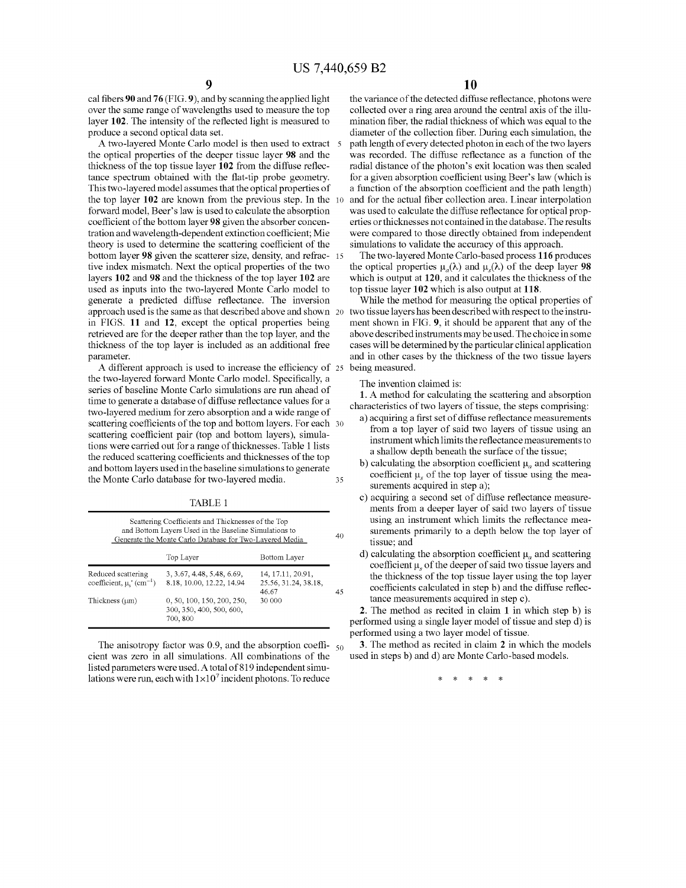cal fibers 90 and 76 (FIG. 9), and by scanning the applied light over the same range of wavelengths used to measure the top layer 102. The intensity of the reflected light is measured to produce a second optical data set.

A two-layered Monte Carlo model is then used to extract the optical properties of the deeper tissue layer 98 and the thickness of the top tissue layer 102 from the diffuse reflectance spectrum obtained with the flat-tip probe geometry. This two-layered model assumes that the optical properties of the top layer 102 are known from the previous step. In the forward model, Beer's law is used to calculate the absorption coefficient of the bottom layer 98 given the absorber concentration and wavelength-dependent extinction coefficient; Mie theory is used to determine the scattering coefficient of the bottom layer 98 given the scatterer size, density, and refractive index mismatch. Next the optical properties of the two layers 102 and 98 and the thickness of the top layer 102 are used as inputs into the two-layered Monte Carlo model to generate a predicted diffuse reflectance. The inversion approach used is the same as that described above and shown in FIGS. 11 and 12, except the optical properties being retrieved are for the deeper rather than the top layer, and the thickness of the top layer is included as an additional free parameter.

A different approach is used to increase the efficiency of the two-layered forward Monte Carlo model. Specifically, a series of baseline Monte Carlo simulations are run ahead of time to generate a database of diffuse reflectance values for a two-layered medium for zero absorption and a wide range of scattering coefficients of the top and bottom layers. For each scattering coefficient pair (top and bottom layers), simulations were carried out for a range of thicknesses. Table 1 lists the reduced scattering coefficients and thicknesses of the top and bottom layers used in the baseline simulations to generate the Monte Carlo database for two-layered media.

TABLE 1

Scattering Coefficients and Thicknesses of the Top and Bottom Layers Used in the Baseline Simulations to Generate the Monte Carlo Database for Two-Layered Media

| | Top Layer | Bottom Layer |
|---|---|---|
| Reduced scattering coefficient, $\mu_s'$ ($cm^{-1}$) | 3, 3.67, 4.48, 5.48, 6.69, 8.18, 10.00, 12.22, 14.94 | 14, 17.11, 20.91, 25.56, 31.24, 38.18, 46.67 |
| Thickness (μm) | 0, 50, 100, 150, 200, 250, 300, 350, 400, 500, 600, 700, 800 | 30 000 |

The anisotropy factor was 0.9, and the absorption coefficient was zero in all simulations. All combinations of the listed parameters were used. A total of 819 independent simulations were run, each with $1\times10^7$ incident photons. To reduce the variance of the detected diffuse reflectance, photons were collected over a ring area around the central axis of the illumination fiber, the radial thickness of which was equal to the diameter of the collection fiber. During each simulation, the path length of every detected photon in each of the two layers was recorded. The diffuse reflectance as a function of the radial distance of the photon's exit location was then scaled for a given absorption coefficient using Beer's law (which is a function of the absorption coefficient and the path length) and for the actual fiber collection area. Linear interpolation was used to calculate the diffuse reflectance for optical properties or thicknesses not contained in the database. The results were compared to those directly obtained from independent simulations to validate the accuracy of this approach.

The two-layered Monte Carlo-based process 116 produces the optical properties $\mu_a(\lambda)$ and $\mu_s(\lambda)$ of the deep layer 98 which is output at 120, and it calculates the thickness of the top tissue layer 102 which is also output at 118.

While the method for measuring the optical properties of two tissue layers has been described with respect to the instrument shown in FIG. 9, it should be apparent that any of the above described instruments may be used. The choice in some cases will be determined by the particular clinical application and in other cases by the thickness of the two tissue layers being measured.

The invention claimed is:

1. A method for calculating the scattering and absorption characteristics of two layers of tissue, the steps comprising:
   a) acquiring a first set of diffuse reflectance measurements from a top layer of said two layers of tissue using an instrument which limits the reflectance measurements to a shallow depth beneath the surface of the tissue;
   b) calculating the absorption coefficient $\mu_a$ and scattering coefficient $\mu_s$ of the top layer of tissue using the measurements acquired in step a);
   c) acquiring a second set of diffuse reflectance measurements from a deeper layer of said two layers of tissue using an instrument which limits the reflectance measurements primarily to a depth below the top layer of tissue; and
   d) calculating the absorption coefficient $\mu_a$ and scattering coefficient $\mu_s$ of the deeper of said two tissue layers and the thickness of the top tissue layer using the top layer coefficients calculated in step b) and the diffuse reflectance measurements acquired in step c).

2. The method as recited in claim 1 in which step b) is performed using a single layer model of tissue and step d) is performed using a two layer model of tissue.

3. The method as recited in claim 2 in which the models used in steps b) and d) are Monte Carlo-based models.

* * * * *